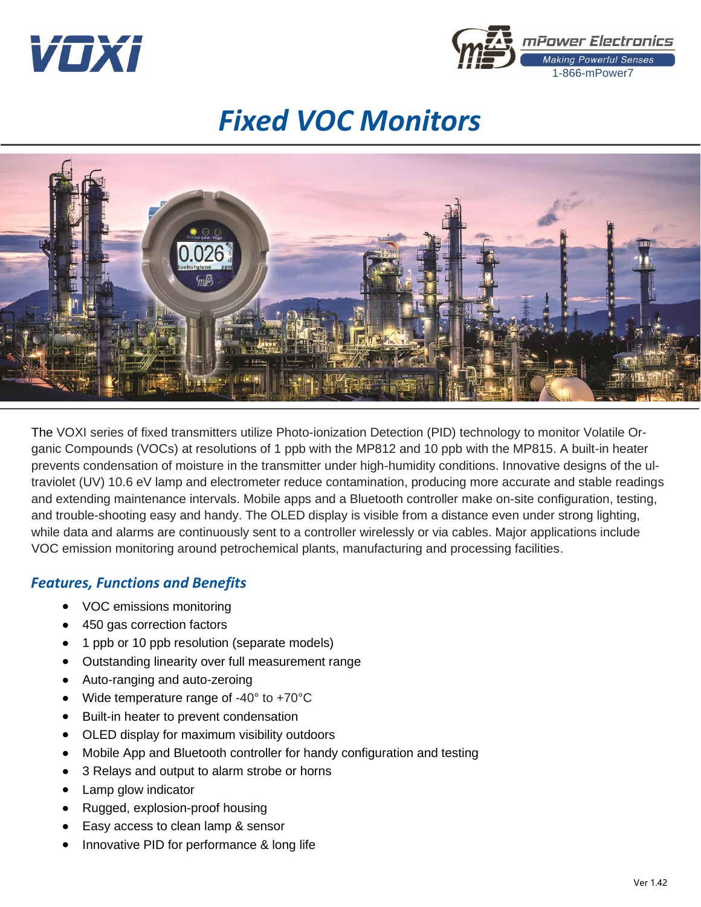VOXI

mPower Electronics
Making Powerful Senses
1-866-mPower7

# *Fixed VOC Monitors*

The VOXI series of fixed transmitters utilize Photo-ionization Detection (PID) technology to monitor Volatile Organic Compounds (VOCs) at resolutions of 1 ppb with the MP812 and 10 ppb with the MP815. A built-in heater prevents condensation of moisture in the transmitter under high-humidity conditions. Innovative designs of the ultraviolet (UV) 10.6 eV lamp and electrometer reduce contamination, producing more accurate and stable readings and extending maintenance intervals. Mobile apps and a Bluetooth controller make on-site configuration, testing, and trouble-shooting easy and handy. The OLED display is visible from a distance even under strong lighting, while data and alarms are continuously sent to a controller wirelessly or via cables. Major applications include VOC emission monitoring around petrochemical plants, manufacturing and processing facilities.

## *Features, Functions and Benefits*

- VOC emissions monitoring
- 450 gas correction factors
- 1 ppb or 10 ppb resolution (separate models)
- Outstanding linearity over full measurement range
- Auto-ranging and auto-zeroing
- Wide temperature range of -40° to +70°C
- Built-in heater to prevent condensation
- OLED display for maximum visibility outdoors
- Mobile App and Bluetooth controller for handy configuration and testing
- 3 Relays and output to alarm strobe or horns
- Lamp glow indicator
- Rugged, explosion-proof housing
- Easy access to clean lamp & sensor
- Innovative PID for performance & long life

Ver 1.42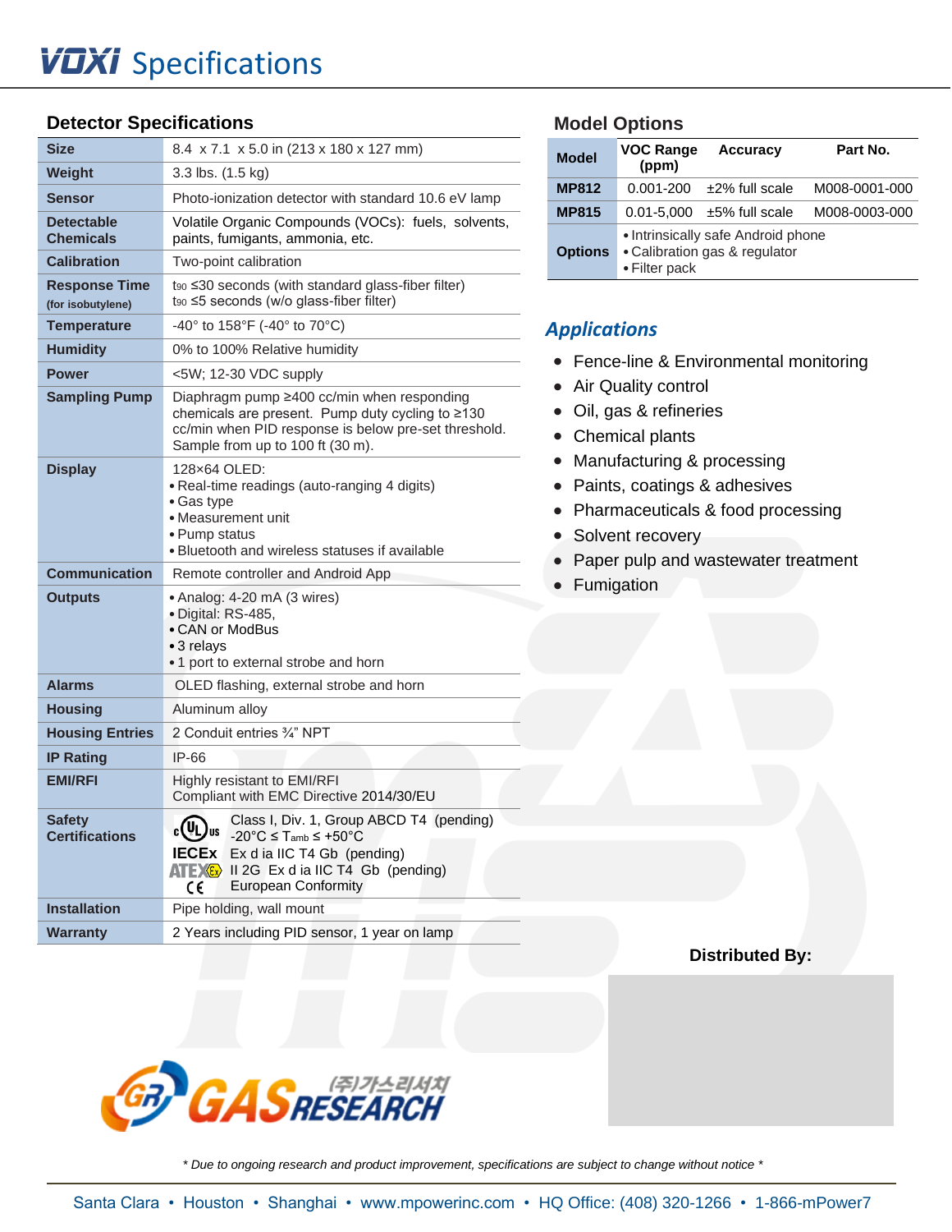# VOXI Specifications

## Detector Specifications

| | |
|---|---|
| **Size** | 8.4 x 7.1 x 5.0 in (213 x 180 x 127 mm) |
| **Weight** | 3.3 lbs. (1.5 kg) |
| **Sensor** | Photo-ionization detector with standard 10.6 eV lamp |
| **Detectable Chemicals** | Volatile Organic Compounds (VOCs): fuels, solvents, paints, fumigants, ammonia, etc. |
| **Calibration** | Two-point calibration |
| **Response Time** (for isobutylene) | $t_{90}$ ≤30 seconds (with standard glass-fiber filter)<br>$t_{90}$ ≤5 seconds (w/o glass-fiber filter) |
| **Temperature** | -40° to 158°F (-40° to 70°C) |
| **Humidity** | 0% to 100% Relative humidity |
| **Power** | <5W; 12-30 VDC supply |
| **Sampling Pump** | Diaphragm pump ≥400 cc/min when responding chemicals are present. Pump duty cycling to ≥130 cc/min when PID response is below pre-set threshold. Sample from up to 100 ft (30 m). |
| **Display** | 128×64 OLED:<br>• Real-time readings (auto-ranging 4 digits)<br>• Gas type<br>• Measurement unit<br>• Pump status<br>• Bluetooth and wireless statuses if available |
| **Communication** | Remote controller and Android App |
| **Outputs** | • Analog: 4-20 mA (3 wires)<br>• Digital: RS-485,<br>• CAN or ModBus<br>• 3 relays<br>• 1 port to external strobe and horn |
| **Alarms** | OLED flashing, external strobe and horn |
| **Housing** | Aluminum alloy |
| **Housing Entries** | 2 Conduit entries ¾" NPT |
| **IP Rating** | IP-66 |
| **EMI/RFI** | Highly resistant to EMI/RFI<br>Compliant with EMC Directive 2014/30/EU |
| **Safety Certifications** | cULus: Class I, Div. 1, Group ABCD T4 (pending) -20°C ≤ $T_{amb}$ ≤ +50°C<br>IECEx: Ex d ia IIC T4 Gb (pending)<br>ATEX: II 2G Ex d ia IIC T4 Gb (pending)<br>CE: European Conformity |
| **Installation** | Pipe holding, wall mount |
| **Warranty** | 2 Years including PID sensor, 1 year on lamp |

## Model Options

| Model | VOC Range (ppm) | Accuracy | Part No. |
|---|---|---|---|
| **MP812** | 0.001-200 | ±2% full scale | M008-0001-000 |
| **MP815** | 0.01-5,000 | ±5% full scale | M008-0003-000 |
| **Options** | • Intrinsically safe Android phone<br>• Calibration gas & regulator<br>• Filter pack | | |

## *Applications*

- Fence-line & Environmental monitoring
- Air Quality control
- Oil, gas & refineries
- Chemical plants
- Manufacturing & processing
- Paints, coatings & adhesives
- Pharmaceuticals & food processing
- Solvent recovery
- Paper pulp and wastewater treatment
- Fumigation

**Distributed By:**

GAS RESEARCH (주)가스리서치

*\* Due to ongoing research and product improvement, specifications are subject to change without notice \**

Santa Clara • Houston • Shanghai • www.mpowerinc.com • HQ Office: (408) 320-1266 • 1-866-mPower7